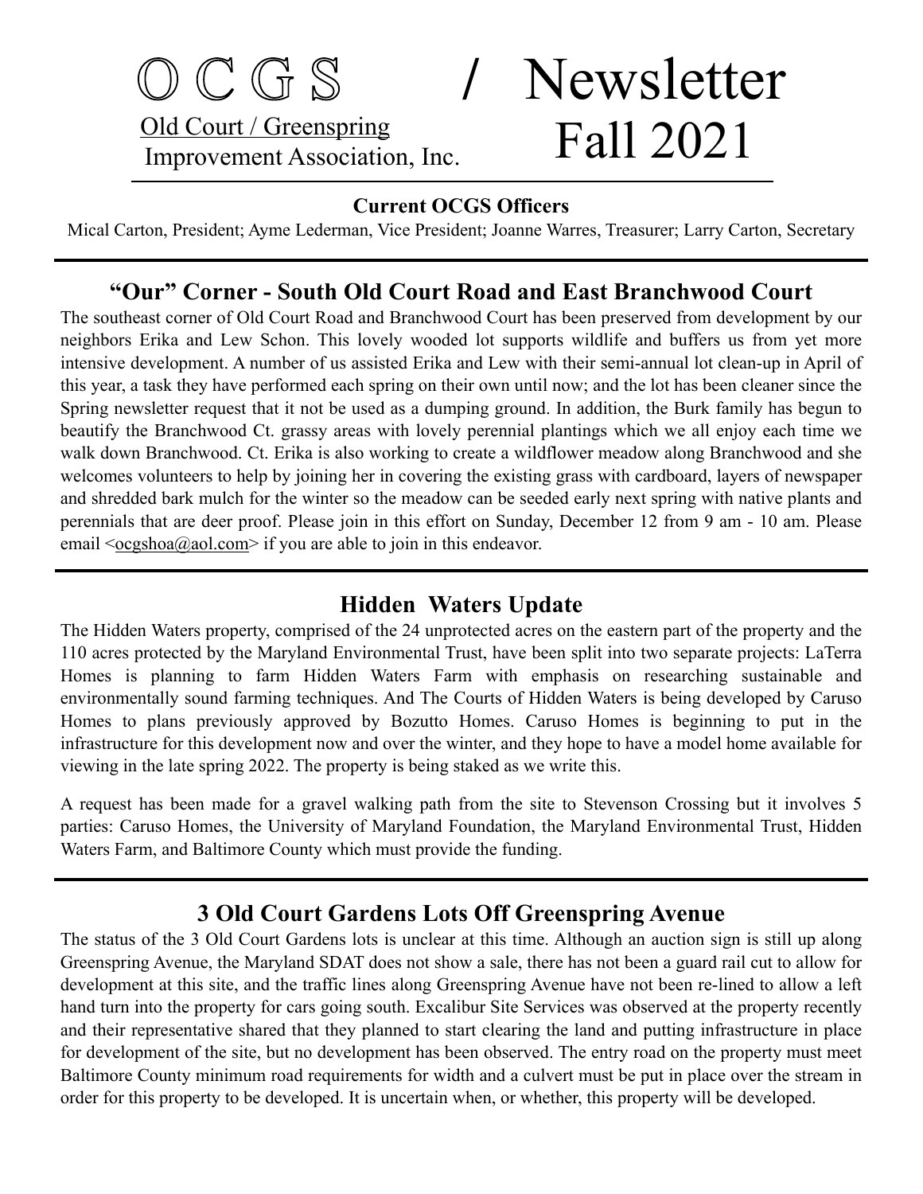# OCGS / Newsletter Fall 2021

Old Court / Greenspring Improvement Association, Inc.

**Current OCGS Officers**

Mical Carton, President; Ayme Lederman, Vice President; Joanne Warres, Treasurer; Larry Carton, Secretary

## "Our" Corner - South Old Court Road and East Branchwood Court

The southeast corner of Old Court Road and Branchwood Court has been preserved from development by our neighbors Erika and Lew Schon. This lovely wooded lot supports wildlife and buffers us from yet more intensive development. A number of us assisted Erika and Lew with their semi-annual lot clean-up in April of this year, a task they have performed each spring on their own until now; and the lot has been cleaner since the Spring newsletter request that it not be used as a dumping ground. In addition, the Burk family has begun to beautify the Branchwood Ct. grassy areas with lovely perennial plantings which we all enjoy each time we walk down Branchwood. Ct. Erika is also working to create a wildflower meadow along Branchwood and she welcomes volunteers to help by joining her in covering the existing grass with cardboard, layers of newspaper and shredded bark mulch for the winter so the meadow can be seeded early next spring with native plants and perennials that are deer proof. Please join in this effort on Sunday, December 12 from 9 am - 10 am. Please email <ocgshoa@aol.com> if you are able to join in this endeavor.

## Hidden Waters Update

The Hidden Waters property, comprised of the 24 unprotected acres on the eastern part of the property and the 110 acres protected by the Maryland Environmental Trust, have been split into two separate projects: LaTerra Homes is planning to farm Hidden Waters Farm with emphasis on researching sustainable and environmentally sound farming techniques. And The Courts of Hidden Waters is being developed by Caruso Homes to plans previously approved by Bozutto Homes. Caruso Homes is beginning to put in the infrastructure for this development now and over the winter, and they hope to have a model home available for viewing in the late spring 2022. The property is being staked as we write this.

A request has been made for a gravel walking path from the site to Stevenson Crossing but it involves 5 parties: Caruso Homes, the University of Maryland Foundation, the Maryland Environmental Trust, Hidden Waters Farm, and Baltimore County which must provide the funding.

## 3 Old Court Gardens Lots Off Greenspring Avenue

The status of the 3 Old Court Gardens lots is unclear at this time. Although an auction sign is still up along Greenspring Avenue, the Maryland SDAT does not show a sale, there has not been a guard rail cut to allow for development at this site, and the traffic lines along Greenspring Avenue have not been re-lined to allow a left hand turn into the property for cars going south. Excalibur Site Services was observed at the property recently and their representative shared that they planned to start clearing the land and putting infrastructure in place for development of the site, but no development has been observed. The entry road on the property must meet Baltimore County minimum road requirements for width and a culvert must be put in place over the stream in order for this property to be developed. It is uncertain when, or whether, this property will be developed.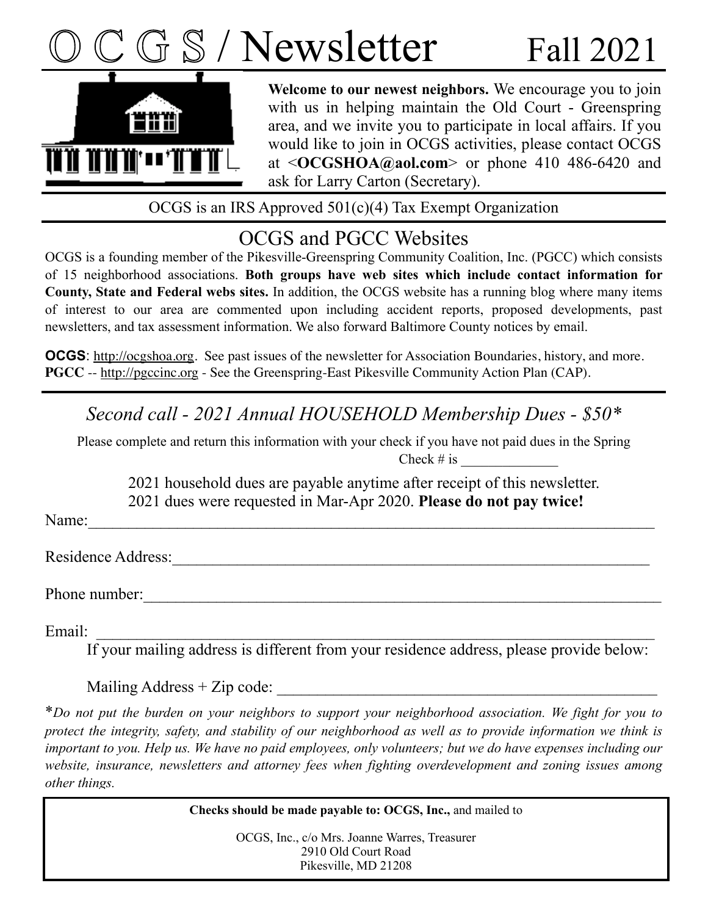# O C G S / Newsletter Fall 2021

**Welcome to our newest neighbors.** We encourage you to join with us in helping maintain the Old Court - Greenspring area, and we invite you to participate in local affairs. If you would like to join in OCGS activities, please contact OCGS at <**OCGSHOA@aol.com**> or phone 410 486-6420 and ask for Larry Carton (Secretary).

OCGS is an IRS Approved 501(c)(4) Tax Exempt Organization

## OCGS and PGCC Websites

OCGS is a founding member of the Pikesville-Greenspring Community Coalition, Inc. (PGCC) which consists of 15 neighborhood associations. **Both groups have web sites which include contact information for County, State and Federal webs sites.** In addition, the OCGS website has a running blog where many items of interest to our area are commented upon including accident reports, proposed developments, past newsletters, and tax assessment information. We also forward Baltimore County notices by email.

**OCGS**: http://ocgshoa.org. See past issues of the newsletter for Association Boundaries, history, and more.
**PGCC** -- http://pgccinc.org - See the Greenspring-East Pikesville Community Action Plan (CAP).

## *Second call - 2021 Annual HOUSEHOLD Membership Dues - $50**

Please complete and return this information with your check if you have not paid dues in the Spring

Check # is ______________

2021 household dues are payable anytime after receipt of this newsletter.
2021 dues were requested in Mar-Apr 2020. **Please do not pay twice!**

Name:___________________________________________________________________________

Residence Address:_______________________________________________________________

Phone number:___________________________________________________________________

Email: __________________________________________________________________________

If your mailing address is different from your residence address, please provide below:

Mailing Address + Zip code: ______________________________________________

**Do not put the burden on your neighbors to support your neighborhood association. We fight for you to protect the integrity, safety, and stability of our neighborhood as well as to provide information we think is important to you. Help us. We have no paid employees, only volunteers; but we do have expenses including our website, insurance, newsletters and attorney fees when fighting overdevelopment and zoning issues among other things.*

**Checks should be made payable to: OCGS, Inc.,** and mailed to

OCGS, Inc., c/o Mrs. Joanne Warres, Treasurer
2910 Old Court Road
Pikesville, MD 21208